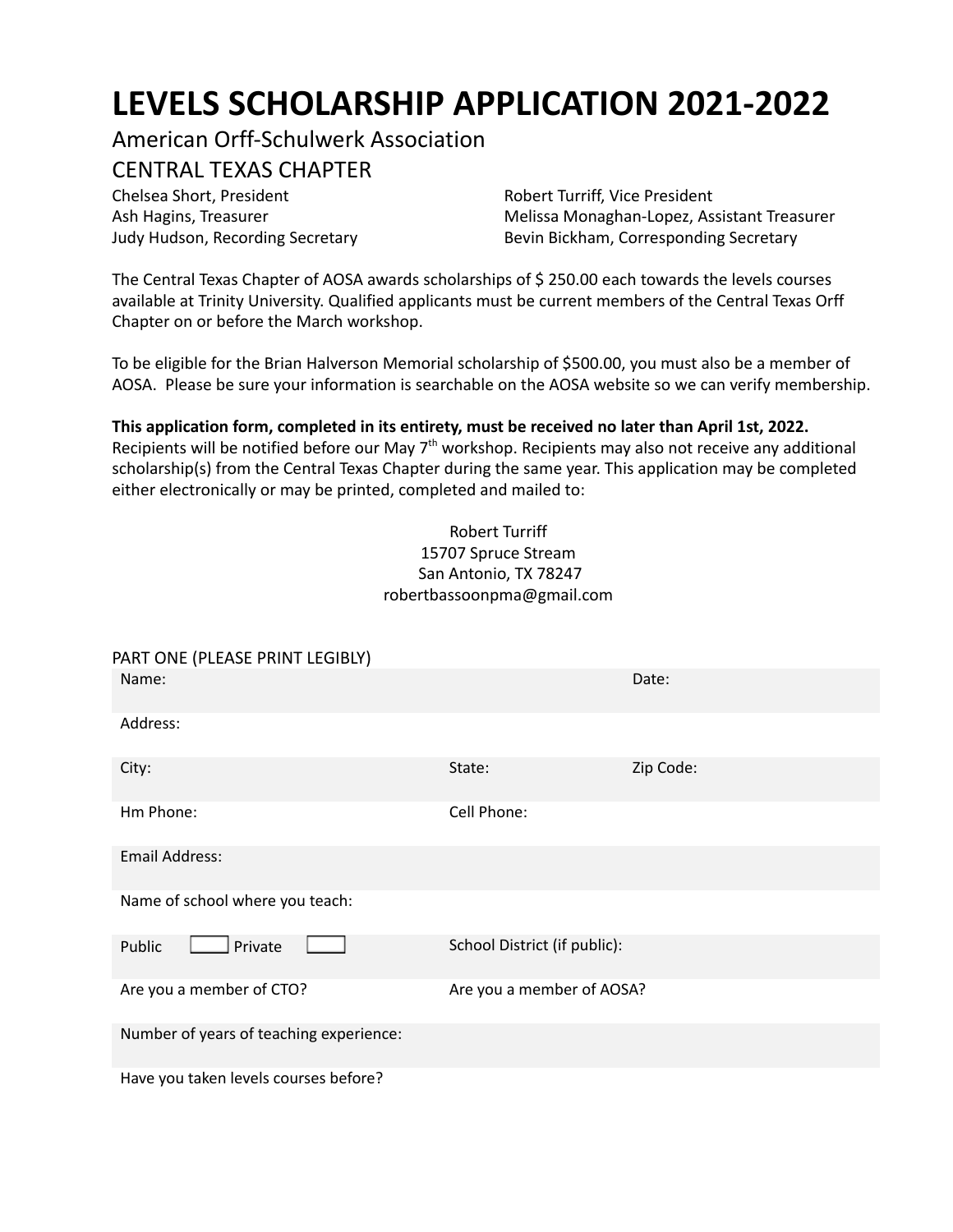# LEVELS SCHOLARSHIP APPLICATION 2021-2022

American Orff-Schulwerk Association

CENTRAL TEXAS CHAPTER

Chelsea Short, President
Robert Turriff, Vice President
Ash Hagins, Treasurer
Melissa Monaghan-Lopez, Assistant Treasurer
Judy Hudson, Recording Secretary
Bevin Bickham, Corresponding Secretary

The Central Texas Chapter of AOSA awards scholarships of $ 250.00 each towards the levels courses available at Trinity University. Qualified applicants must be current members of the Central Texas Orff Chapter on or before the March workshop.

To be eligible for the Brian Halverson Memorial scholarship of $500.00, you must also be a member of AOSA. Please be sure your information is searchable on the AOSA website so we can verify membership.

**This application form, completed in its entirety, must be received no later than April 1st, 2022.** Recipients will be notified before our May 7th workshop. Recipients may also not receive any additional scholarship(s) from the Central Texas Chapter during the same year. This application may be completed either electronically or may be printed, completed and mailed to:

Robert Turriff
15707 Spruce Stream
San Antonio, TX 78247
robertbassoonpma@gmail.com

PART ONE (PLEASE PRINT LEGIBLY)

| | | |
|---|---|---|
| Name: | | Date: |
| Address: | | |
| City: | State: | Zip Code: |
| Hm Phone: | Cell Phone: | |
| Email Address: | | |
| Name of school where you teach: | | |
| Public ☐ Private ☐ | School District (if public): | |
| Are you a member of CTO? | Are you a member of AOSA? | |
| Number of years of teaching experience: | | |
| Have you taken levels courses before? | | |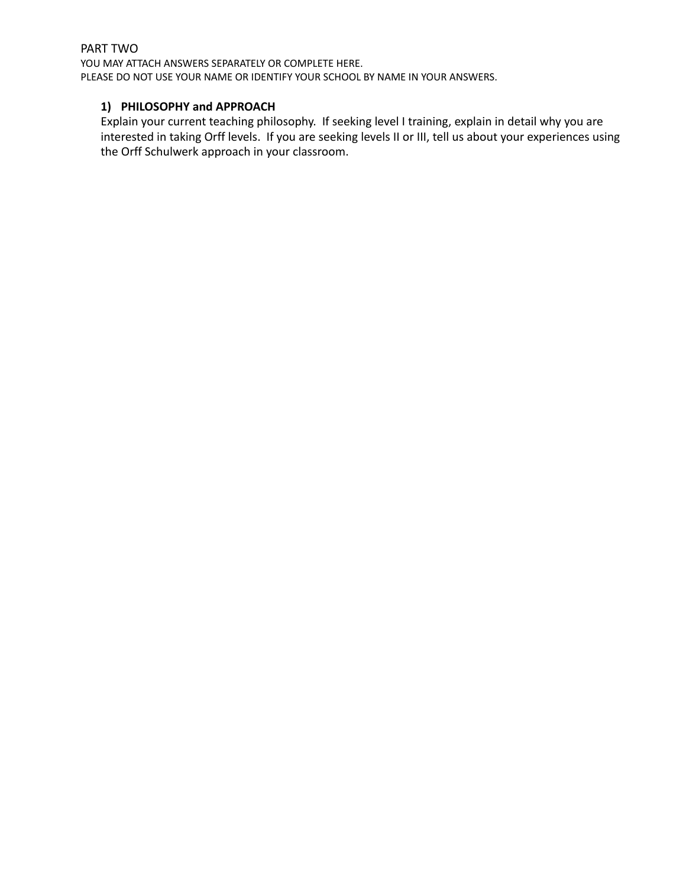PART TWO

YOU MAY ATTACH ANSWERS SEPARATELY OR COMPLETE HERE.

PLEASE DO NOT USE YOUR NAME OR IDENTIFY YOUR SCHOOL BY NAME IN YOUR ANSWERS.

1) **PHILOSOPHY and APPROACH**

   Explain your current teaching philosophy. If seeking level I training, explain in detail why you are interested in taking Orff levels. If you are seeking levels II or III, tell us about your experiences using the Orff Schulwerk approach in your classroom.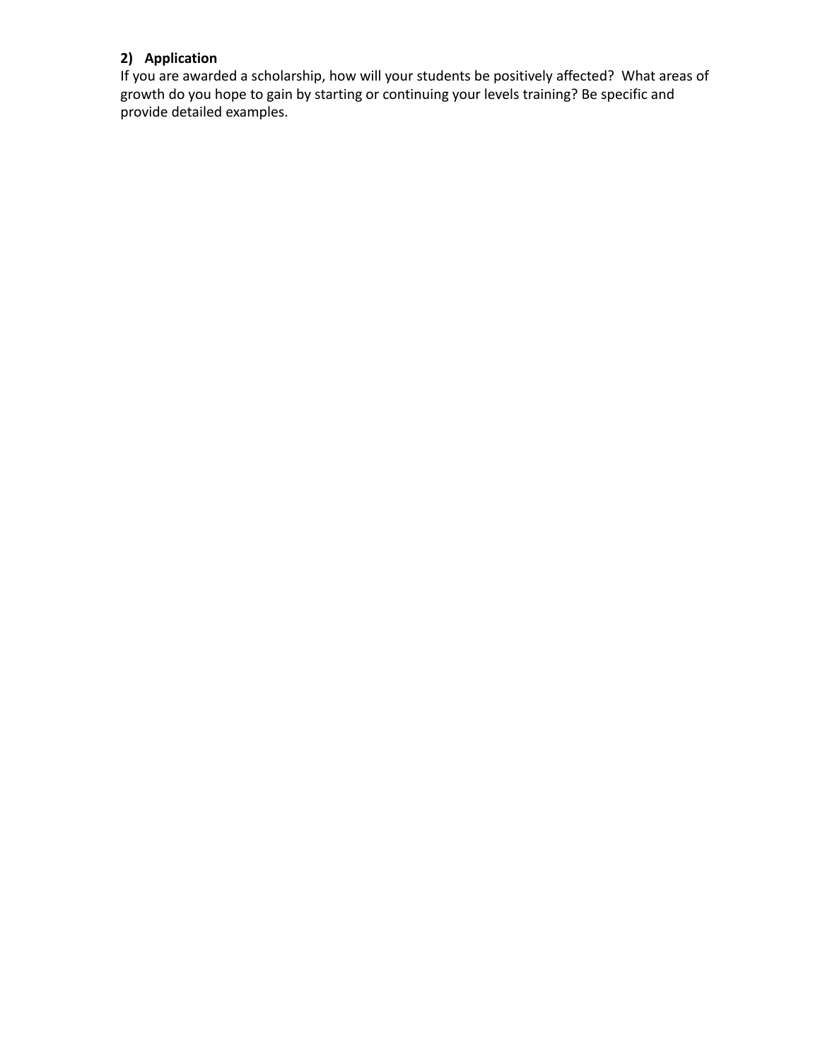**2) Application**

If you are awarded a scholarship, how will your students be positively affected? What areas of growth do you hope to gain by starting or continuing your levels training? Be specific and provide detailed examples.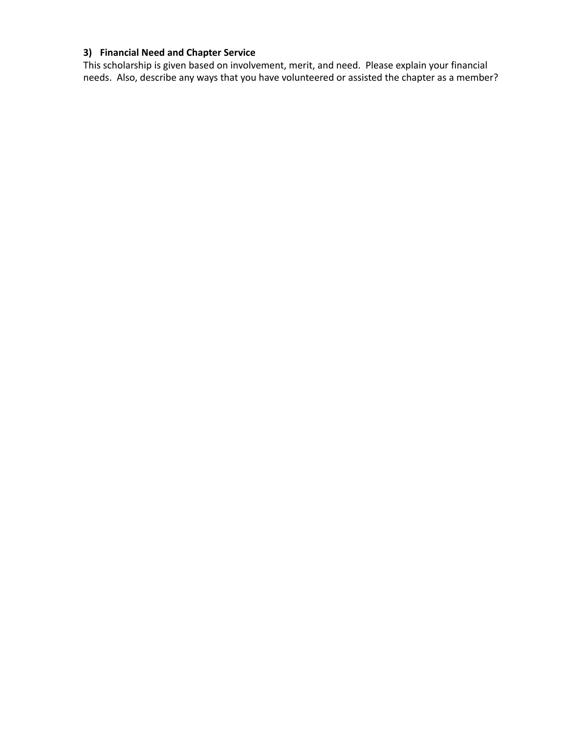**3) Financial Need and Chapter Service**

This scholarship is given based on involvement, merit, and need. Please explain your financial needs. Also, describe any ways that you have volunteered or assisted the chapter as a member?